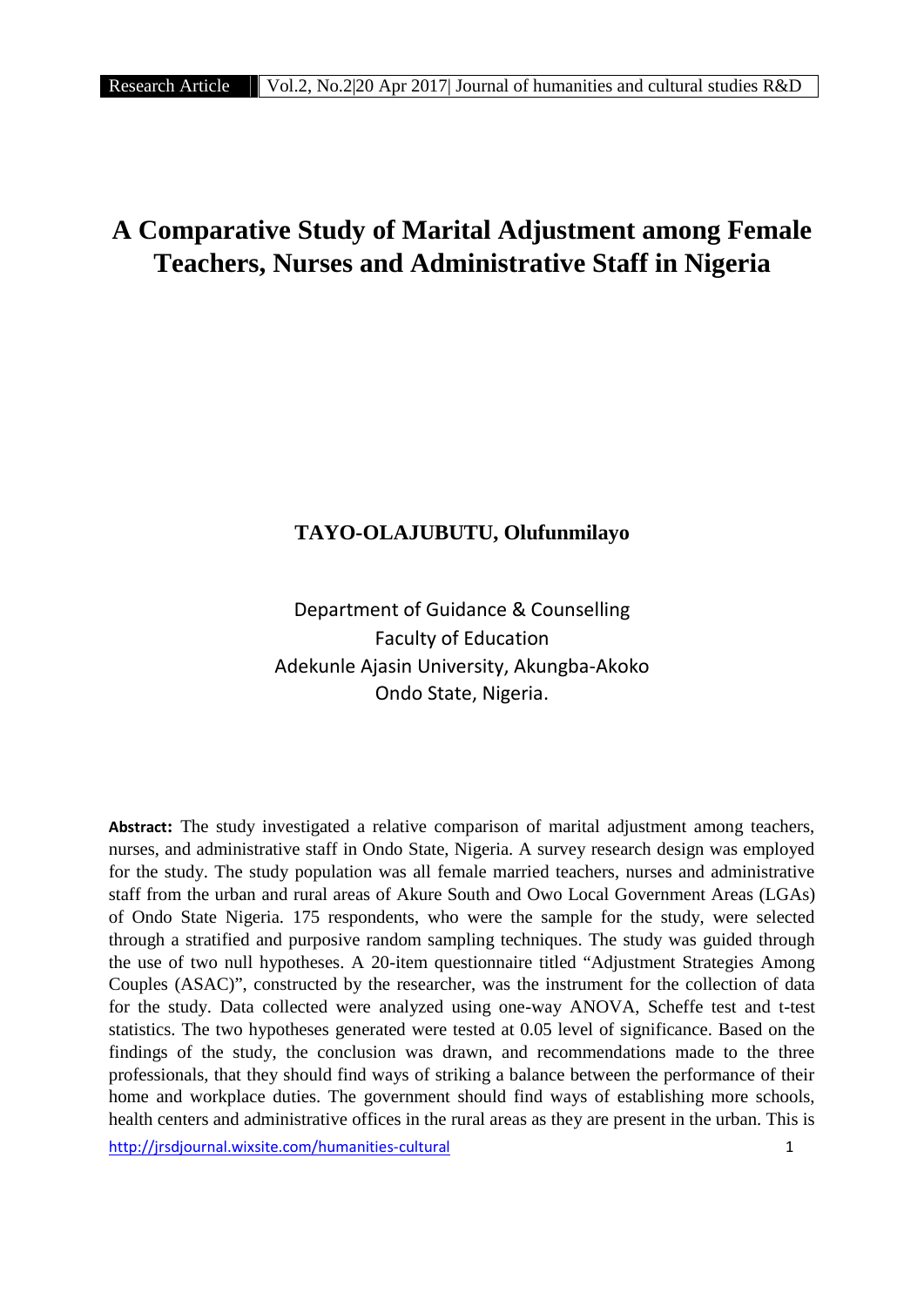# A Comparative Study of Marital Adjustment among Female Teachers, Nurses and Administrative Staff in Nigeria

**TAYO-OLAJUBUTU, Olufunmilayo**

Department of Guidance & Counselling
Faculty of Education
Adekunle Ajasin University, Akungba-Akoko
Ondo State, Nigeria.

**Abstract:** The study investigated a relative comparison of marital adjustment among teachers, nurses, and administrative staff in Ondo State, Nigeria. A survey research design was employed for the study. The study population was all female married teachers, nurses and administrative staff from the urban and rural areas of Akure South and Owo Local Government Areas (LGAs) of Ondo State Nigeria. 175 respondents, who were the sample for the study, were selected through a stratified and purposive random sampling techniques. The study was guided through the use of two null hypotheses. A 20-item questionnaire titled "Adjustment Strategies Among Couples (ASAC)", constructed by the researcher, was the instrument for the collection of data for the study. Data collected were analyzed using one-way ANOVA, Scheffe test and t-test statistics. The two hypotheses generated were tested at 0.05 level of significance. Based on the findings of the study, the conclusion was drawn, and recommendations made to the three professionals, that they should find ways of striking a balance between the performance of their home and workplace duties. The government should find ways of establishing more schools, health centers and administrative offices in the rural areas as they are present in the urban. This is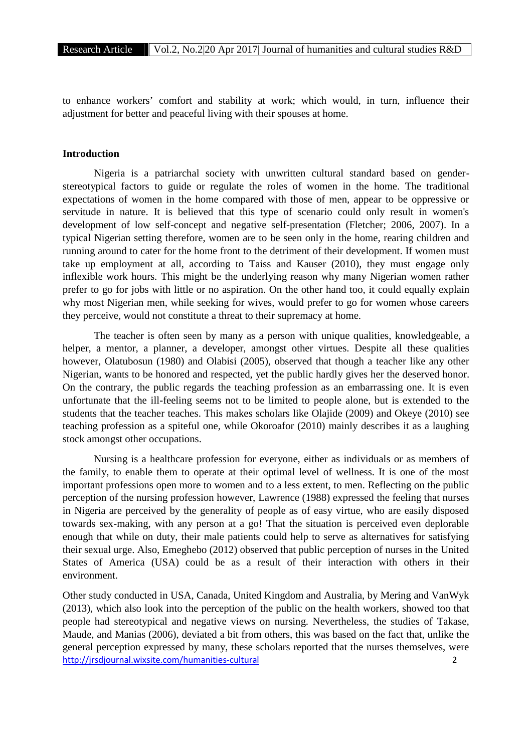to enhance workers' comfort and stability at work; which would, in turn, influence their adjustment for better and peaceful living with their spouses at home.

## Introduction

Nigeria is a patriarchal society with unwritten cultural standard based on gender-stereotypical factors to guide or regulate the roles of women in the home. The traditional expectations of women in the home compared with those of men, appear to be oppressive or servitude in nature. It is believed that this type of scenario could only result in women's development of low self-concept and negative self-presentation (Fletcher; 2006, 2007). In a typical Nigerian setting therefore, women are to be seen only in the home, rearing children and running around to cater for the home front to the detriment of their development. If women must take up employment at all, according to Taiss and Kauser (2010), they must engage only inflexible work hours. This might be the underlying reason why many Nigerian women rather prefer to go for jobs with little or no aspiration. On the other hand too, it could equally explain why most Nigerian men, while seeking for wives, would prefer to go for women whose careers they perceive, would not constitute a threat to their supremacy at home.

The teacher is often seen by many as a person with unique qualities, knowledgeable, a helper, a mentor, a planner, a developer, amongst other virtues. Despite all these qualities however, Olatubosun (1980) and Olabisi (2005), observed that though a teacher like any other Nigerian, wants to be honored and respected, yet the public hardly gives her the deserved honor. On the contrary, the public regards the teaching profession as an embarrassing one. It is even unfortunate that the ill-feeling seems not to be limited to people alone, but is extended to the students that the teacher teaches. This makes scholars like Olajide (2009) and Okeye (2010) see teaching profession as a spiteful one, while Okoroafor (2010) mainly describes it as a laughing stock amongst other occupations.

Nursing is a healthcare profession for everyone, either as individuals or as members of the family, to enable them to operate at their optimal level of wellness. It is one of the most important professions open more to women and to a less extent, to men. Reflecting on the public perception of the nursing profession however, Lawrence (1988) expressed the feeling that nurses in Nigeria are perceived by the generality of people as of easy virtue, who are easily disposed towards sex-making, with any person at a go! That the situation is perceived even deplorable enough that while on duty, their male patients could help to serve as alternatives for satisfying their sexual urge. Also, Emeghebo (2012) observed that public perception of nurses in the United States of America (USA) could be as a result of their interaction with others in their environment.

Other study conducted in USA, Canada, United Kingdom and Australia, by Mering and VanWyk (2013), which also look into the perception of the public on the health workers, showed too that people had stereotypical and negative views on nursing. Nevertheless, the studies of Takase, Maude, and Manias (2006), deviated a bit from others, this was based on the fact that, unlike the general perception expressed by many, these scholars reported that the nurses themselves, were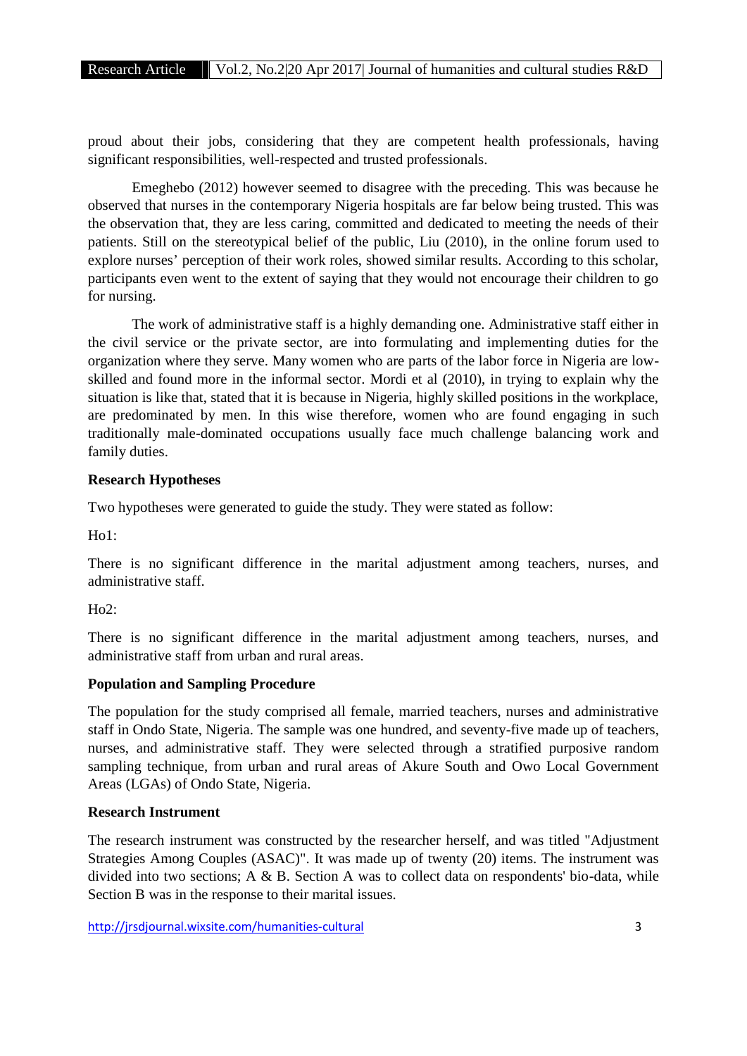proud about their jobs, considering that they are competent health professionals, having significant responsibilities, well-respected and trusted professionals.

Emeghebo (2012) however seemed to disagree with the preceding. This was because he observed that nurses in the contemporary Nigeria hospitals are far below being trusted. This was the observation that, they are less caring, committed and dedicated to meeting the needs of their patients. Still on the stereotypical belief of the public, Liu (2010), in the online forum used to explore nurses' perception of their work roles, showed similar results. According to this scholar, participants even went to the extent of saying that they would not encourage their children to go for nursing.

The work of administrative staff is a highly demanding one. Administrative staff either in the civil service or the private sector, are into formulating and implementing duties for the organization where they serve. Many women who are parts of the labor force in Nigeria are low-skilled and found more in the informal sector. Mordi et al (2010), in trying to explain why the situation is like that, stated that it is because in Nigeria, highly skilled positions in the workplace, are predominated by men. In this wise therefore, women who are found engaging in such traditionally male-dominated occupations usually face much challenge balancing work and family duties.

**Research Hypotheses**

Two hypotheses were generated to guide the study. They were stated as follow:

Ho1:

There is no significant difference in the marital adjustment among teachers, nurses, and administrative staff.

Ho2:

There is no significant difference in the marital adjustment among teachers, nurses, and administrative staff from urban and rural areas.

**Population and Sampling Procedure**

The population for the study comprised all female, married teachers, nurses and administrative staff in Ondo State, Nigeria. The sample was one hundred, and seventy-five made up of teachers, nurses, and administrative staff. They were selected through a stratified purposive random sampling technique, from urban and rural areas of Akure South and Owo Local Government Areas (LGAs) of Ondo State, Nigeria.

**Research Instrument**

The research instrument was constructed by the researcher herself, and was titled "Adjustment Strategies Among Couples (ASAC)". It was made up of twenty (20) items. The instrument was divided into two sections; A & B. Section A was to collect data on respondents' bio-data, while Section B was in the response to their marital issues.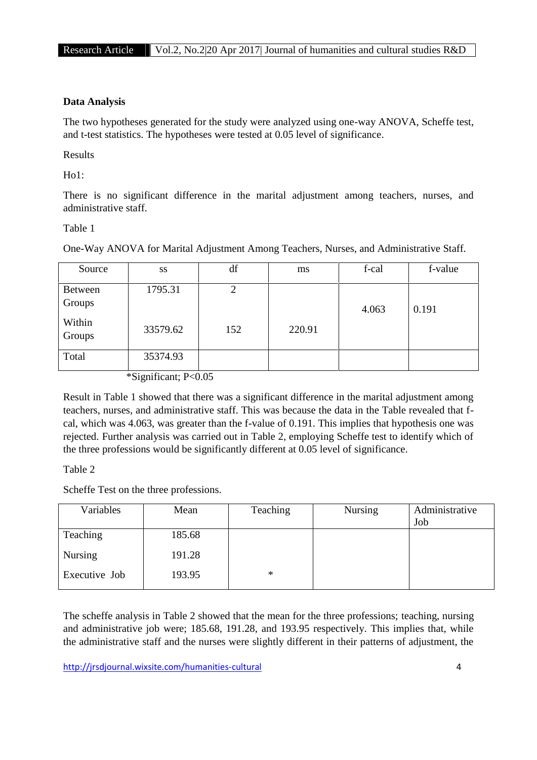**Data Analysis**

The two hypotheses generated for the study were analyzed using one-way ANOVA, Scheffe test, and t-test statistics. The hypotheses were tested at 0.05 level of significance.

Results

Ho1:

There is no significant difference in the marital adjustment among teachers, nurses, and administrative staff.

Table 1

One-Way ANOVA for Marital Adjustment Among Teachers, Nurses, and Administrative Staff.

| Source | ss | df | ms | f-cal | f-value |
|---|---|---|---|---|---|
| Between Groups | 1795.31 | 2 | | 4.063 | 0.191 |
| Within Groups | 33579.62 | 152 | 220.91 | | |
| Total | 35374.93 | | | | |

*Significant; P<0.05

Result in Table 1 showed that there was a significant difference in the marital adjustment among teachers, nurses, and administrative staff. This was because the data in the Table revealed that f-cal, which was 4.063, was greater than the f-value of 0.191. This implies that hypothesis one was rejected. Further analysis was carried out in Table 2, employing Scheffe test to identify which of the three professions would be significantly different at 0.05 level of significance.

Table 2

Scheffe Test on the three professions.

| Variables | Mean | Teaching | Nursing | Administrative Job |
|---|---|---|---|---|
| Teaching | 185.68 | | | |
| Nursing | 191.28 | | | |
| Executive Job | 193.95 | * | | |

The scheffe analysis in Table 2 showed that the mean for the three professions; teaching, nursing and administrative job were; 185.68, 191.28, and 193.95 respectively. This implies that, while the administrative staff and the nurses were slightly different in their patterns of adjustment, the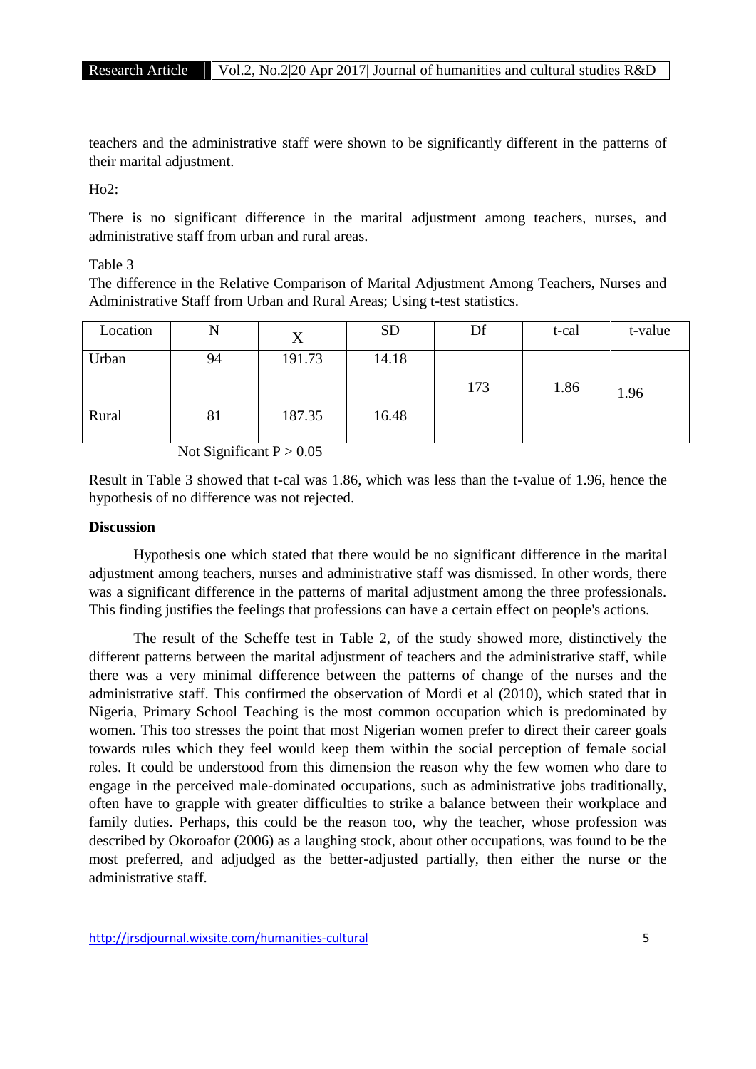teachers and the administrative staff were shown to be significantly different in the patterns of their marital adjustment.

Ho2:

There is no significant difference in the marital adjustment among teachers, nurses, and administrative staff from urban and rural areas.

Table 3
The difference in the Relative Comparison of Marital Adjustment Among Teachers, Nurses and Administrative Staff from Urban and Rural Areas; Using t-test statistics.

| Location | N | $\overline{X}$ | SD | Df | t-cal | t-value |
|---|---|---|---|---|---|---|
| Urban | 94 | 191.73 | 14.18 | 173 | 1.86 | 1.96 |
| Rural | 81 | 187.35 | 16.48 | | | |

Not Significant $P > 0.05$

Result in Table 3 showed that t-cal was 1.86, which was less than the t-value of 1.96, hence the hypothesis of no difference was not rejected.

**Discussion**

Hypothesis one which stated that there would be no significant difference in the marital adjustment among teachers, nurses and administrative staff was dismissed. In other words, there was a significant difference in the patterns of marital adjustment among the three professionals. This finding justifies the feelings that professions can have a certain effect on people's actions.

The result of the Scheffe test in Table 2, of the study showed more, distinctively the different patterns between the marital adjustment of teachers and the administrative staff, while there was a very minimal difference between the patterns of change of the nurses and the administrative staff. This confirmed the observation of Mordi et al (2010), which stated that in Nigeria, Primary School Teaching is the most common occupation which is predominated by women. This too stresses the point that most Nigerian women prefer to direct their career goals towards rules which they feel would keep them within the social perception of female social roles. It could be understood from this dimension the reason why the few women who dare to engage in the perceived male-dominated occupations, such as administrative jobs traditionally, often have to grapple with greater difficulties to strike a balance between their workplace and family duties. Perhaps, this could be the reason too, why the teacher, whose profession was described by Okoroafor (2006) as a laughing stock, about other occupations, was found to be the most preferred, and adjudged as the better-adjusted partially, then either the nurse or the administrative staff.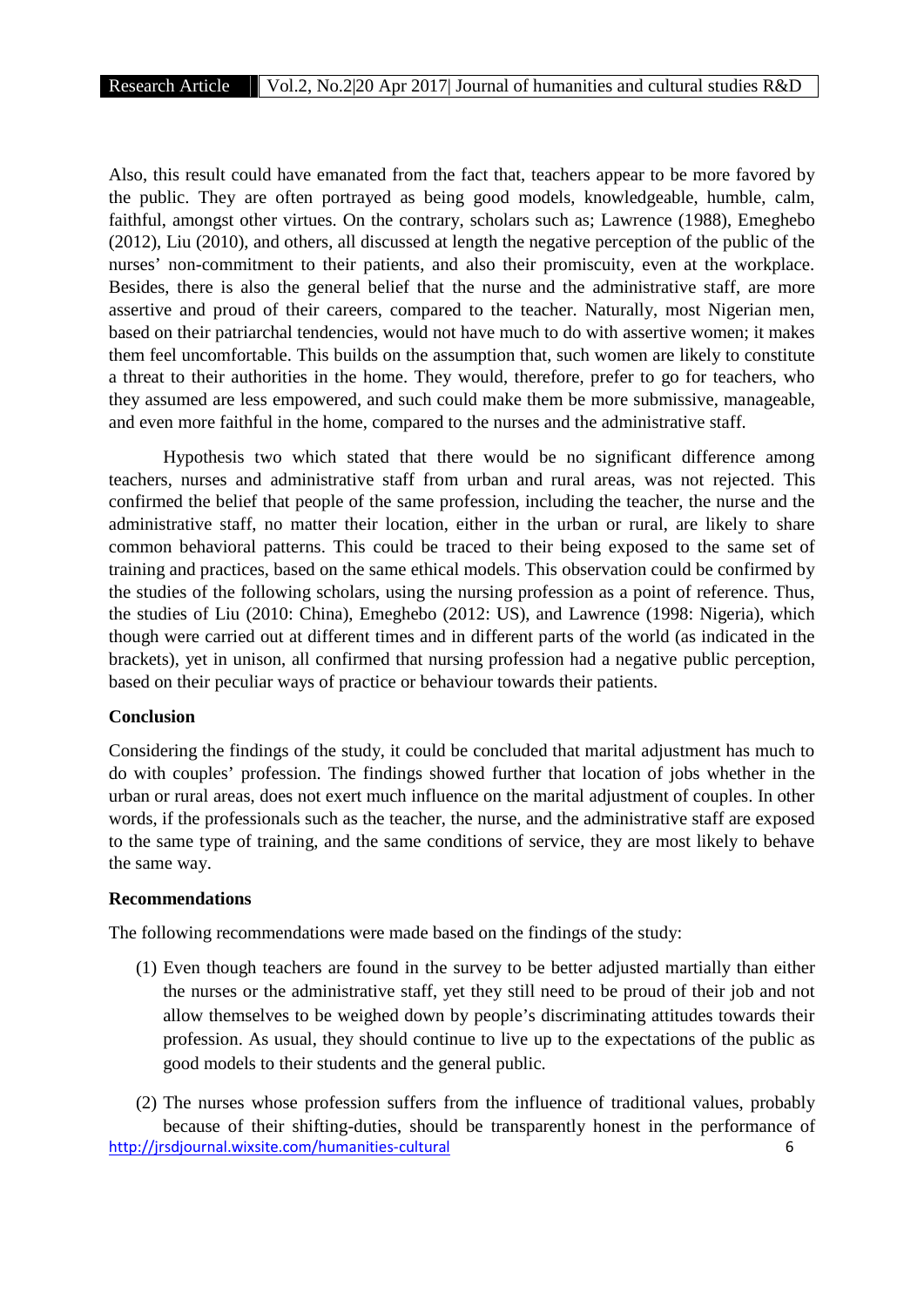Also, this result could have emanated from the fact that, teachers appear to be more favored by the public. They are often portrayed as being good models, knowledgeable, humble, calm, faithful, amongst other virtues. On the contrary, scholars such as; Lawrence (1988), Emeghebo (2012), Liu (2010), and others, all discussed at length the negative perception of the public of the nurses' non-commitment to their patients, and also their promiscuity, even at the workplace. Besides, there is also the general belief that the nurse and the administrative staff, are more assertive and proud of their careers, compared to the teacher. Naturally, most Nigerian men, based on their patriarchal tendencies, would not have much to do with assertive women; it makes them feel uncomfortable. This builds on the assumption that, such women are likely to constitute a threat to their authorities in the home. They would, therefore, prefer to go for teachers, who they assumed are less empowered, and such could make them be more submissive, manageable, and even more faithful in the home, compared to the nurses and the administrative staff.

Hypothesis two which stated that there would be no significant difference among teachers, nurses and administrative staff from urban and rural areas, was not rejected. This confirmed the belief that people of the same profession, including the teacher, the nurse and the administrative staff, no matter their location, either in the urban or rural, are likely to share common behavioral patterns. This could be traced to their being exposed to the same set of training and practices, based on the same ethical models. This observation could be confirmed by the studies of the following scholars, using the nursing profession as a point of reference. Thus, the studies of Liu (2010: China), Emeghebo (2012: US), and Lawrence (1998: Nigeria), which though were carried out at different times and in different parts of the world (as indicated in the brackets), yet in unison, all confirmed that nursing profession had a negative public perception, based on their peculiar ways of practice or behaviour towards their patients.

**Conclusion**

Considering the findings of the study, it could be concluded that marital adjustment has much to do with couples' profession. The findings showed further that location of jobs whether in the urban or rural areas, does not exert much influence on the marital adjustment of couples. In other words, if the professionals such as the teacher, the nurse, and the administrative staff are exposed to the same type of training, and the same conditions of service, they are most likely to behave the same way.

**Recommendations**

The following recommendations were made based on the findings of the study:

(1) Even though teachers are found in the survey to be better adjusted martially than either the nurses or the administrative staff, yet they still need to be proud of their job and not allow themselves to be weighed down by people's discriminating attitudes towards their profession. As usual, they should continue to live up to the expectations of the public as good models to their students and the general public.

(2) The nurses whose profession suffers from the influence of traditional values, probably because of their shifting-duties, should be transparently honest in the performance of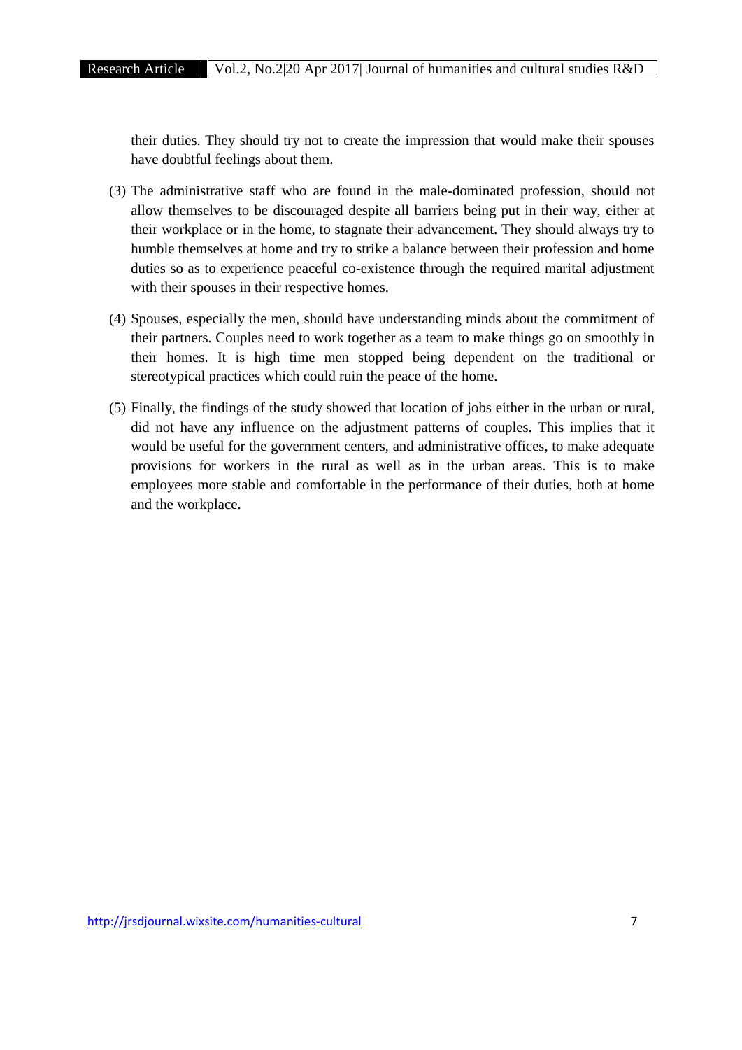their duties. They should try not to create the impression that would make their spouses have doubtful feelings about them.

(3) The administrative staff who are found in the male-dominated profession, should not allow themselves to be discouraged despite all barriers being put in their way, either at their workplace or in the home, to stagnate their advancement. They should always try to humble themselves at home and try to strike a balance between their profession and home duties so as to experience peaceful co-existence through the required marital adjustment with their spouses in their respective homes.

(4) Spouses, especially the men, should have understanding minds about the commitment of their partners. Couples need to work together as a team to make things go on smoothly in their homes. It is high time men stopped being dependent on the traditional or stereotypical practices which could ruin the peace of the home.

(5) Finally, the findings of the study showed that location of jobs either in the urban or rural, did not have any influence on the adjustment patterns of couples. This implies that it would be useful for the government centers, and administrative offices, to make adequate provisions for workers in the rural as well as in the urban areas. This is to make employees more stable and comfortable in the performance of their duties, both at home and the workplace.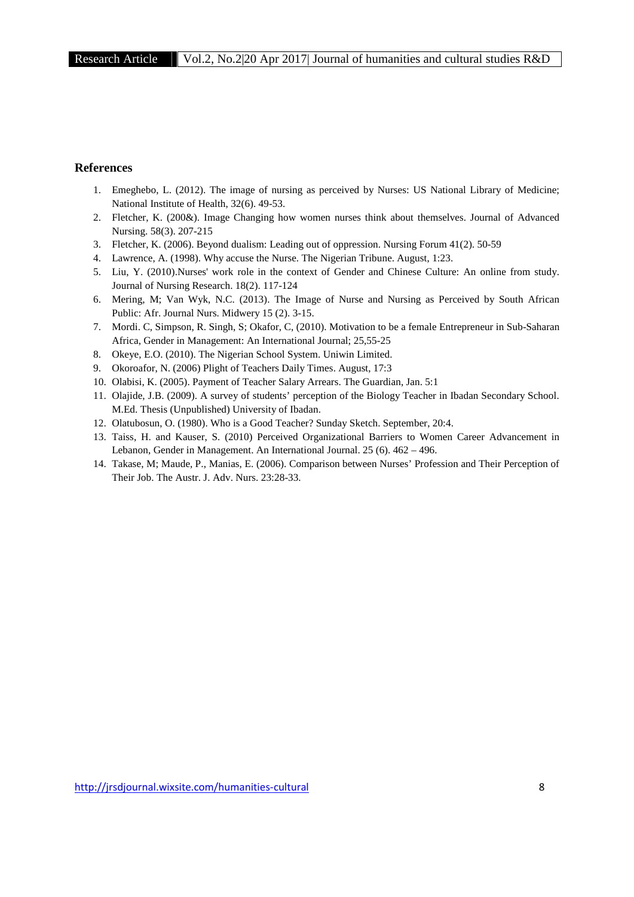## References

1. Emeghebo, L. (2012). The image of nursing as perceived by Nurses: US National Library of Medicine; National Institute of Health, 32(6). 49-53.
2. Fletcher, K. (200&). Image Changing how women nurses think about themselves. Journal of Advanced Nursing. 58(3). 207-215
3. Fletcher, K. (2006). Beyond dualism: Leading out of oppression. Nursing Forum 41(2). 50-59
4. Lawrence, A. (1998). Why accuse the Nurse. The Nigerian Tribune. August, 1:23.
5. Liu, Y. (2010).Nurses' work role in the context of Gender and Chinese Culture: An online from study. Journal of Nursing Research. 18(2). 117-124
6. Mering, M; Van Wyk, N.C. (2013). The Image of Nurse and Nursing as Perceived by South African Public: Afr. Journal Nurs. Midwery 15 (2). 3-15.
7. Mordi. C, Simpson, R. Singh, S; Okafor, C, (2010). Motivation to be a female Entrepreneur in Sub-Saharan Africa, Gender in Management: An International Journal; 25,55-25
8. Okeye, E.O. (2010). The Nigerian School System. Uniwin Limited.
9. Okoroafor, N. (2006) Plight of Teachers Daily Times. August, 17:3
10. Olabisi, K. (2005). Payment of Teacher Salary Arrears. The Guardian, Jan. 5:1
11. Olajide, J.B. (2009). A survey of students' perception of the Biology Teacher in Ibadan Secondary School. M.Ed. Thesis (Unpublished) University of Ibadan.
12. Olatubosun, O. (1980). Who is a Good Teacher? Sunday Sketch. September, 20:4.
13. Taiss, H. and Kauser, S. (2010) Perceived Organizational Barriers to Women Career Advancement in Lebanon, Gender in Management. An International Journal. 25 (6). 462 – 496.
14. Takase, M; Maude, P., Manias, E. (2006). Comparison between Nurses' Profession and Their Perception of Their Job. The Austr. J. Adv. Nurs. 23:28-33.